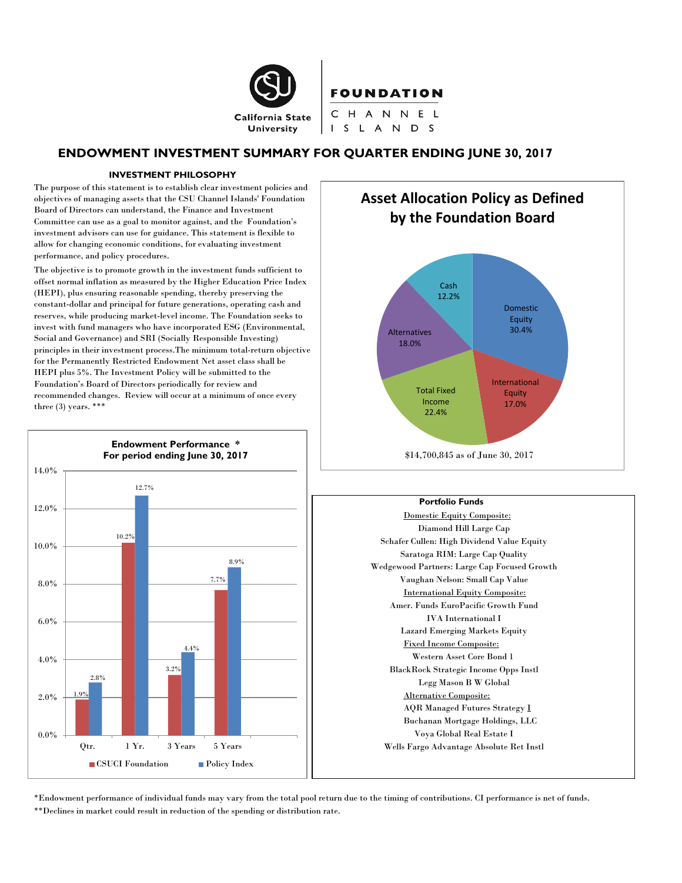California State University | FOUNDATION CHANNEL ISLANDS

# ENDOWMENT INVESTMENT SUMMARY FOR QUARTER ENDING JUNE 30, 2017

## INVESTMENT PHILOSOPHY

The purpose of this statement is to establish clear investment policies and objectives of managing assets that the CSU Channel Islands' Foundation Board of Directors can understand, the Finance and Investment Committee can use as a goal to monitor against, and the Foundation's investment advisors can use for guidance. This statement is flexible to allow for changing economic conditions, for evaluating investment performance, and policy procedures.

The objective is to promote growth in the investment funds sufficient to offset normal inflation as measured by the Higher Education Price Index (HEPI), plus ensuring reasonable spending, thereby preserving the constant-dollar and principal for future generations, operating cash and reserves, while producing market-level income. The Foundation seeks to invest with fund managers who have incorporated ESG (Environmental, Social and Governance) and SRI (Socially Responsible Investing) principles in their investment process.The minimum total-return objective for the Permanently Restricted Endowment Net asset class shall be HEPI plus 5%. The Investment Policy will be submitted to the Foundation's Board of Directors periodically for review and recommended changes. Review will occur at a minimum of once every three (3) years. ***

### Asset Allocation Policy as Defined by the Foundation Board

| Asset Class | Allocation |
|---|---|
| Domestic Equity | 30.4% |
| International Equity | 17.0% |
| Total Fixed Income | 22.4% |
| Alternatives | 18.0% |
| Cash | 12.2% |

$14,700,845 as of June 30, 2017

### Endowment Performance * For period ending June 30, 2017

| Period | CSUCI Foundation | Policy Index |
|---|---|---|
| Qtr. | 1.9% | 2.8% |
| 1 Yr. | 10.2% | 12.7% |
| 3 Years | 3.2% | 4.4% |
| 5 Years | 7.7% | 8.9% |

### Portfolio Funds

Domestic Equity Composite:
- Diamond Hill Large Cap
- Schafer Cullen: High Dividend Value Equity
- Saratoga RIM: Large Cap Quality
- Wedgewood Partners: Large Cap Focused Growth
- Vaughan Nelson: Small Cap Value

International Equity Composite:
- Amer. Funds EuroPacific Growth Fund
- IVA International I
- Lazard Emerging Markets Equity

Fixed Income Composite:
- Western Asset Core Bond I
- BlackRock Strategic Income Opps Instl
- Legg Mason B W Global

Alternative Composite:
- AQR Managed Futures Strategy I
- Buchanan Mortgage Holdings, LLC
- Voya Global Real Estate I
- Wells Fargo Advantage Absolute Ret Instl

*Endowment performance of individual funds may vary from the total pool return due to the timing of contributions. CI performance is net of funds.

**Declines in market could result in reduction of the spending or distribution rate.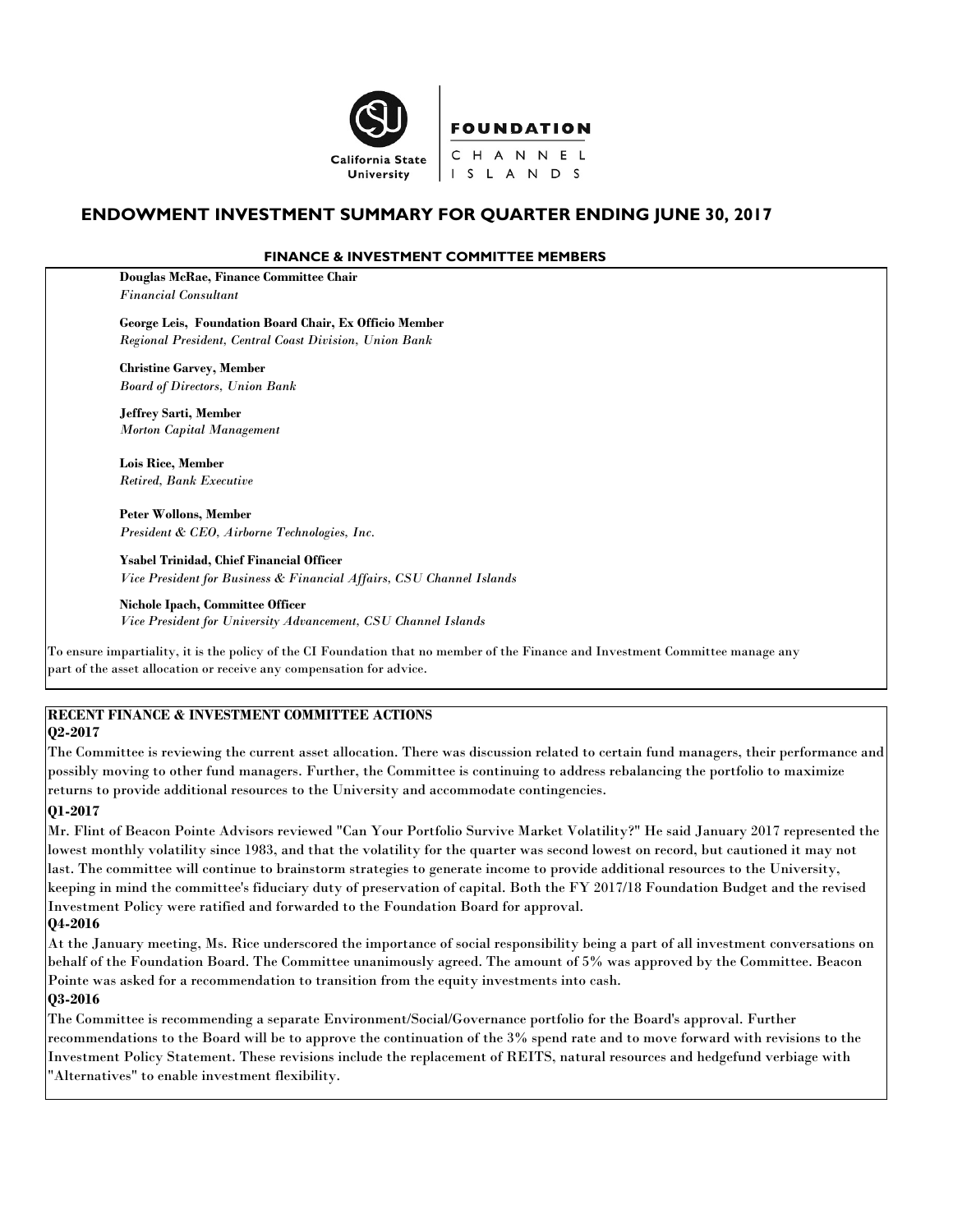**FOUNDATION**

CHANNEL ISLANDS

California State University

## ENDOWMENT INVESTMENT SUMMARY FOR QUARTER ENDING JUNE 30, 2017

### FINANCE & INVESTMENT COMMITTEE MEMBERS

**Douglas McRae, Finance Committee Chair**
*Financial Consultant*

**George Leis, Foundation Board Chair, Ex Officio Member**
*Regional President, Central Coast Division, Union Bank*

**Christine Garvey, Member**
*Board of Directors, Union Bank*

**Jeffrey Sarti, Member**
*Morton Capital Management*

**Lois Rice, Member**
*Retired, Bank Executive*

**Peter Wollons, Member**
*President & CEO, Airborne Technologies, Inc.*

**Ysabel Trinidad, Chief Financial Officer**
*Vice President for Business & Financial Affairs, CSU Channel Islands*

**Nichole Ipach, Committee Officer**
*Vice President for University Advancement, CSU Channel Islands*

To ensure impartiality, it is the policy of the CI Foundation that no member of the Finance and Investment Committee manage any part of the asset allocation or receive any compensation for advice.

### RECENT FINANCE & INVESTMENT COMMITTEE ACTIONS

**Q2-2017**

The Committee is reviewing the current asset allocation. There was discussion related to certain fund managers, their performance and possibly moving to other fund managers. Further, the Committee is continuing to address rebalancing the portfolio to maximize returns to provide additional resources to the University and accommodate contingencies.

**Q1-2017**

Mr. Flint of Beacon Pointe Advisors reviewed "Can Your Portfolio Survive Market Volatility?" He said January 2017 represented the lowest monthly volatility since 1983, and that the volatility for the quarter was second lowest on record, but cautioned it may not last. The committee will continue to brainstorm strategies to generate income to provide additional resources to the University, keeping in mind the committee's fiduciary duty of preservation of capital. Both the FY 2017/18 Foundation Budget and the revised Investment Policy were ratified and forwarded to the Foundation Board for approval.

**Q4-2016**

At the January meeting, Ms. Rice underscored the importance of social responsibility being a part of all investment conversations on behalf of the Foundation Board. The Committee unanimously agreed. The amount of 5% was approved by the Committee. Beacon Pointe was asked for a recommendation to transition from the equity investments into cash.

**Q3-2016**

The Committee is recommending a separate Environment/Social/Governance portfolio for the Board's approval. Further recommendations to the Board will be to approve the continuation of the 3% spend rate and to move forward with revisions to the Investment Policy Statement. These revisions include the replacement of REITS, natural resources and hedgefund verbiage with "Alternatives" to enable investment flexibility.